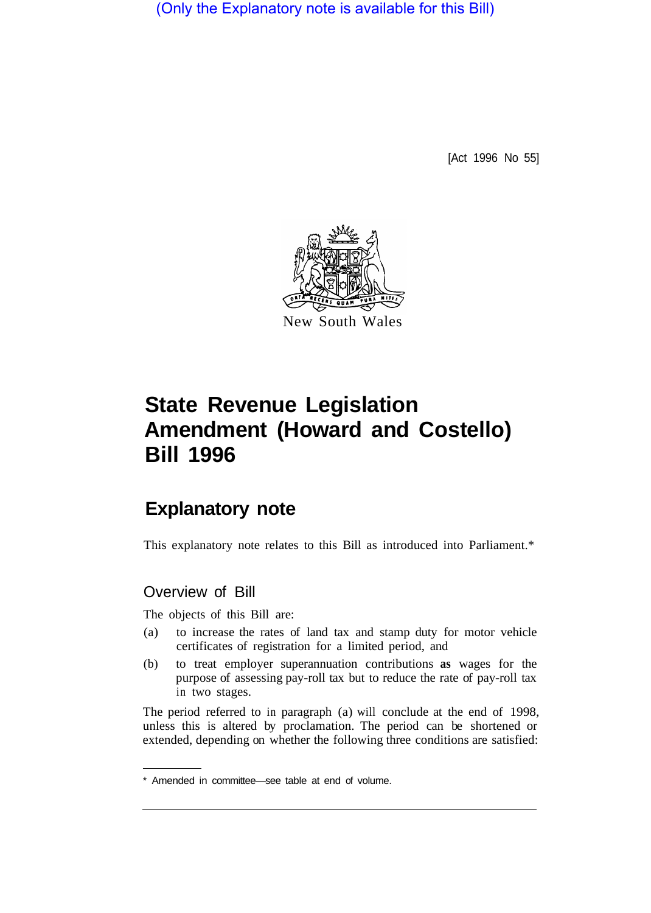(Only the Explanatory note is available for this Bill)

[Act 1996 No 55]

New South Wales

# State Revenue Legislation Amendment (Howard and Costello) Bill 1996

## Explanatory note

This explanatory note relates to this Bill as introduced into Parliament.*

### Overview of Bill

The objects of this Bill are:

(a) to increase the rates of land tax and stamp duty for motor vehicle certificates of registration for a limited period, and

(b) to treat employer superannuation contributions **as** wages for the purpose of assessing pay-roll tax but to reduce the rate of pay-roll tax in two stages.

The period referred to in paragraph (a) will conclude at the end of 1998, unless this is altered by proclamation. The period can be shortened or extended, depending on whether the following three conditions are satisfied:

* Amended in committee—see table at end of volume.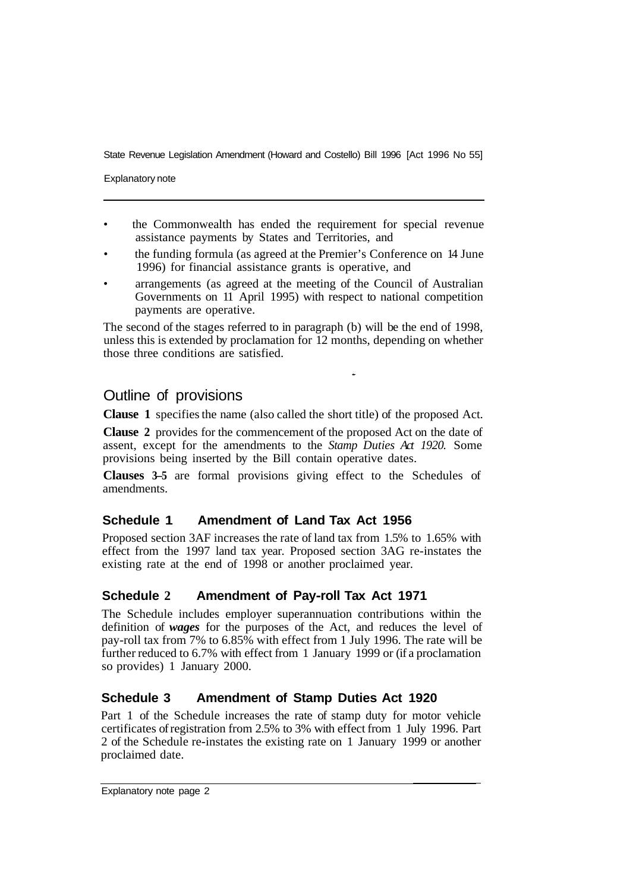- the Commonwealth has ended the requirement for special revenue assistance payments by States and Territories, and
- the funding formula (as agreed at the Premier's Conference on 14 June 1996) for financial assistance grants is operative, and
- arrangements (as agreed at the meeting of the Council of Australian Governments on 11 April 1995) with respect to national competition payments are operative.

The second of the stages referred to in paragraph (b) will be the end of 1998, unless this is extended by proclamation for 12 months, depending on whether those three conditions are satisfied.

## Outline of provisions

**Clause 1** specifies the name (also called the short title) of the proposed Act.

**Clause 2** provides for the commencement of the proposed Act on the date of assent, except for the amendments to the *Stamp Duties Act 1920*. Some provisions being inserted by the Bill contain operative dates.

**Clauses 3–5** are formal provisions giving effect to the Schedules of amendments.

### Schedule 1 Amendment of Land Tax Act 1956

Proposed section 3AF increases the rate of land tax from 1.5% to 1.65% with effect from the 1997 land tax year. Proposed section 3AG re-instates the existing rate at the end of 1998 or another proclaimed year.

### Schedule 2 Amendment of Pay-roll Tax Act 1971

The Schedule includes employer superannuation contributions within the definition of ***wages*** for the purposes of the Act, and reduces the level of pay-roll tax from 7% to 6.85% with effect from 1 July 1996. The rate will be further reduced to 6.7% with effect from 1 January 1999 or (if a proclamation so provides) 1 January 2000.

### Schedule 3 Amendment of Stamp Duties Act 1920

Part 1 of the Schedule increases the rate of stamp duty for motor vehicle certificates of registration from 2.5% to 3% with effect from 1 July 1996. Part 2 of the Schedule re-instates the existing rate on 1 January 1999 or another proclaimed date.